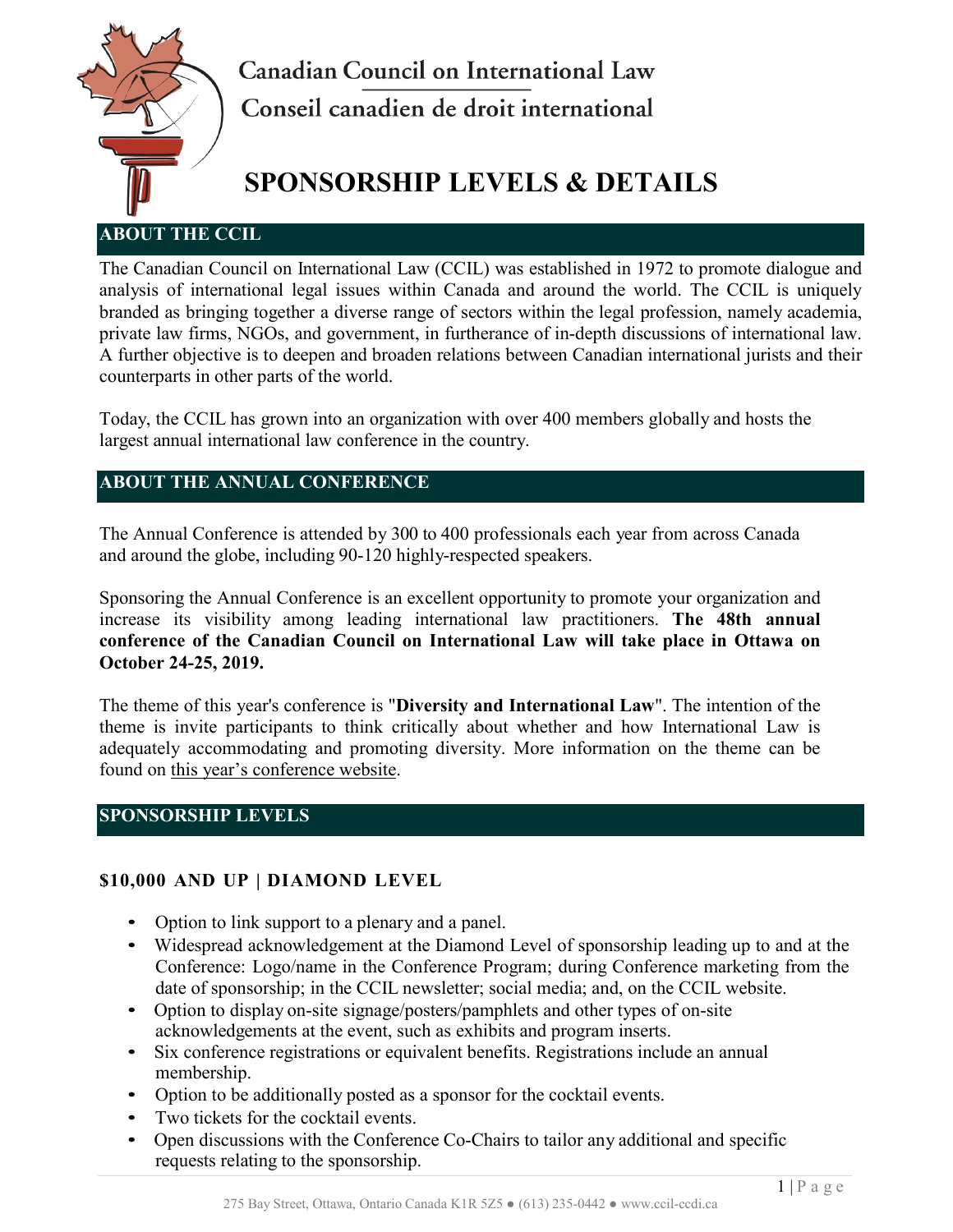Canadian Council on International Law

Conseil canadien de droit international

# SPONSORSHIP LEVELS & DETAILS

## ABOUT THE CCIL

The Canadian Council on International Law (CCIL) was established in 1972 to promote dialogue and analysis of international legal issues within Canada and around the world. The CCIL is uniquely branded as bringing together a diverse range of sectors within the legal profession, namely academia, private law firms, NGOs, and government, in furtherance of in-depth discussions of international law. A further objective is to deepen and broaden relations between Canadian international jurists and their counterparts in other parts of the world.

Today, the CCIL has grown into an organization with over 400 members globally and hosts the largest annual international law conference in the country.

## ABOUT THE ANNUAL CONFERENCE

The Annual Conference is attended by 300 to 400 professionals each year from across Canada and around the globe, including 90-120 highly-respected speakers.

Sponsoring the Annual Conference is an excellent opportunity to promote your organization and increase its visibility among leading international law practitioners. **The 48th annual conference of the Canadian Council on International Law will take place in Ottawa on October 24-25, 2019.**

The theme of this year's conference is "**Diversity and International Law**". The intention of the theme is invite participants to think critically about whether and how International Law is adequately accommodating and promoting diversity. More information on the theme can be found on this year's conference website.

## SPONSORSHIP LEVELS

### $10,000 AND UP | DIAMOND LEVEL

- Option to link support to a plenary and a panel.
- Widespread acknowledgement at the Diamond Level of sponsorship leading up to and at the Conference: Logo/name in the Conference Program; during Conference marketing from the date of sponsorship; in the CCIL newsletter; social media; and, on the CCIL website.
- Option to display on-site signage/posters/pamphlets and other types of on-site acknowledgements at the event, such as exhibits and program inserts.
- Six conference registrations or equivalent benefits. Registrations include an annual membership.
- Option to be additionally posted as a sponsor for the cocktail events.
- Two tickets for the cocktail events.
- Open discussions with the Conference Co-Chairs to tailor any additional and specific requests relating to the sponsorship.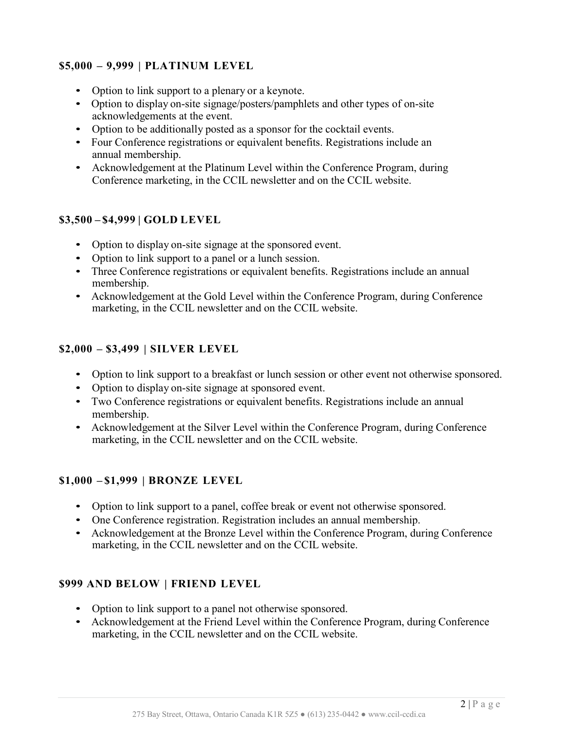### **$5,000 – 9,999 | PLATINUM LEVEL**

- Option to link support to a plenary or a keynote.
- Option to display on-site signage/posters/pamphlets and other types of on-site acknowledgements at the event.
- Option to be additionally posted as a sponsor for the cocktail events.
- Four Conference registrations or equivalent benefits. Registrations include an annual membership.
- Acknowledgement at the Platinum Level within the Conference Program, during Conference marketing, in the CCIL newsletter and on the CCIL website.

### **$3,500 – $4,999 | GOLD LEVEL**

- Option to display on-site signage at the sponsored event.
- Option to link support to a panel or a lunch session.
- Three Conference registrations or equivalent benefits. Registrations include an annual membership.
- Acknowledgement at the Gold Level within the Conference Program, during Conference marketing, in the CCIL newsletter and on the CCIL website.

### **$2,000 – $3,499 | SILVER LEVEL**

- Option to link support to a breakfast or lunch session or other event not otherwise sponsored.
- Option to display on-site signage at sponsored event.
- Two Conference registrations or equivalent benefits. Registrations include an annual membership.
- Acknowledgement at the Silver Level within the Conference Program, during Conference marketing, in the CCIL newsletter and on the CCIL website.

### **$1,000 – $1,999 | BRONZE LEVEL**

- Option to link support to a panel, coffee break or event not otherwise sponsored.
- One Conference registration. Registration includes an annual membership.
- Acknowledgement at the Bronze Level within the Conference Program, during Conference marketing, in the CCIL newsletter and on the CCIL website.

### **$999 AND BELOW | FRIEND LEVEL**

- Option to link support to a panel not otherwise sponsored.
- Acknowledgement at the Friend Level within the Conference Program, during Conference marketing, in the CCIL newsletter and on the CCIL website.

275 Bay Street, Ottawa, Ontario Canada K1R 5Z5 ● (613) 235-0442 ● www.ccil-ccdi.ca